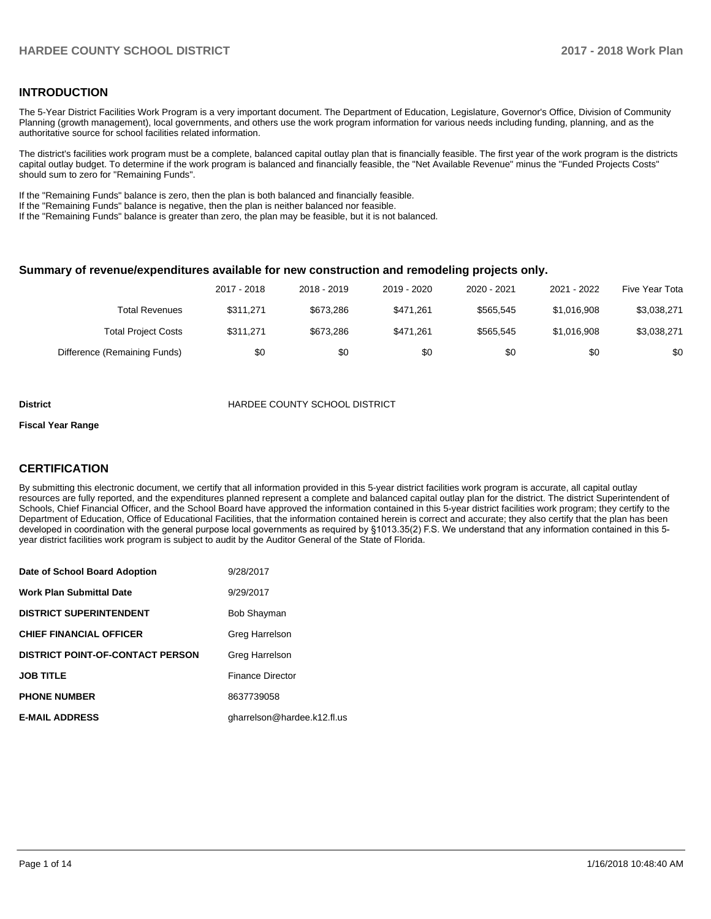## INTRODUCTION

The 5-Year District Facilities Work Program is a very important document. The Department of Education, Legislature, Governor's Office, Division of Community Planning (growth management), local governments, and others use the work program information for various needs including funding, planning, and as the authoritative source for school facilities related information.

The district's facilities work program must be a complete, balanced capital outlay plan that is financially feasible. The first year of the work program is the districts capital outlay budget. To determine if the work program is balanced and financially feasible, the "Net Available Revenue" minus the "Funded Projects Costs" should sum to zero for "Remaining Funds".

If the "Remaining Funds" balance is zero, then the plan is both balanced and financially feasible.
If the "Remaining Funds" balance is negative, then the plan is neither balanced nor feasible.
If the "Remaining Funds" balance is greater than zero, the plan may be feasible, but it is not balanced.

### Summary of revenue/expenditures available for new construction and remodeling projects only.

| | 2017 - 2018 | 2018 - 2019 | 2019 - 2020 | 2020 - 2021 | 2021 - 2022 | Five Year Tota |
|---|---|---|---|---|---|---|
| Total Revenues | $311,271 | $673,286 | $471,261 | $565,545 | $1,016,908 | $3,038,271 |
| Total Project Costs | $311,271 | $673,286 | $471,261 | $565,545 | $1,016,908 | $3,038,271 |
| Difference (Remaining Funds) | $0 | $0 | $0 | $0 | $0 | $0 |

**District** HARDEE COUNTY SCHOOL DISTRICT

**Fiscal Year Range**

## CERTIFICATION

By submitting this electronic document, we certify that all information provided in this 5-year district facilities work program is accurate, all capital outlay resources are fully reported, and the expenditures planned represent a complete and balanced capital outlay plan for the district. The district Superintendent of Schools, Chief Financial Officer, and the School Board have approved the information contained in this 5-year district facilities work program; they certify to the Department of Education, Office of Educational Facilities, that the information contained herein is correct and accurate; they also certify that the plan has been developed in coordination with the general purpose local governments as required by §1013.35(2) F.S. We understand that any information contained in this 5-year district facilities work program is subject to audit by the Auditor General of the State of Florida.

| | |
|---|---|
| **Date of School Board Adoption** | 9/28/2017 |
| **Work Plan Submittal Date** | 9/29/2017 |
| **DISTRICT SUPERINTENDENT** | Bob Shayman |
| **CHIEF FINANCIAL OFFICER** | Greg Harrelson |
| **DISTRICT POINT-OF-CONTACT PERSON** | Greg Harrelson |
| **JOB TITLE** | Finance Director |
| **PHONE NUMBER** | 8637739058 |
| **E-MAIL ADDRESS** | gharrelson@hardee.k12.fl.us |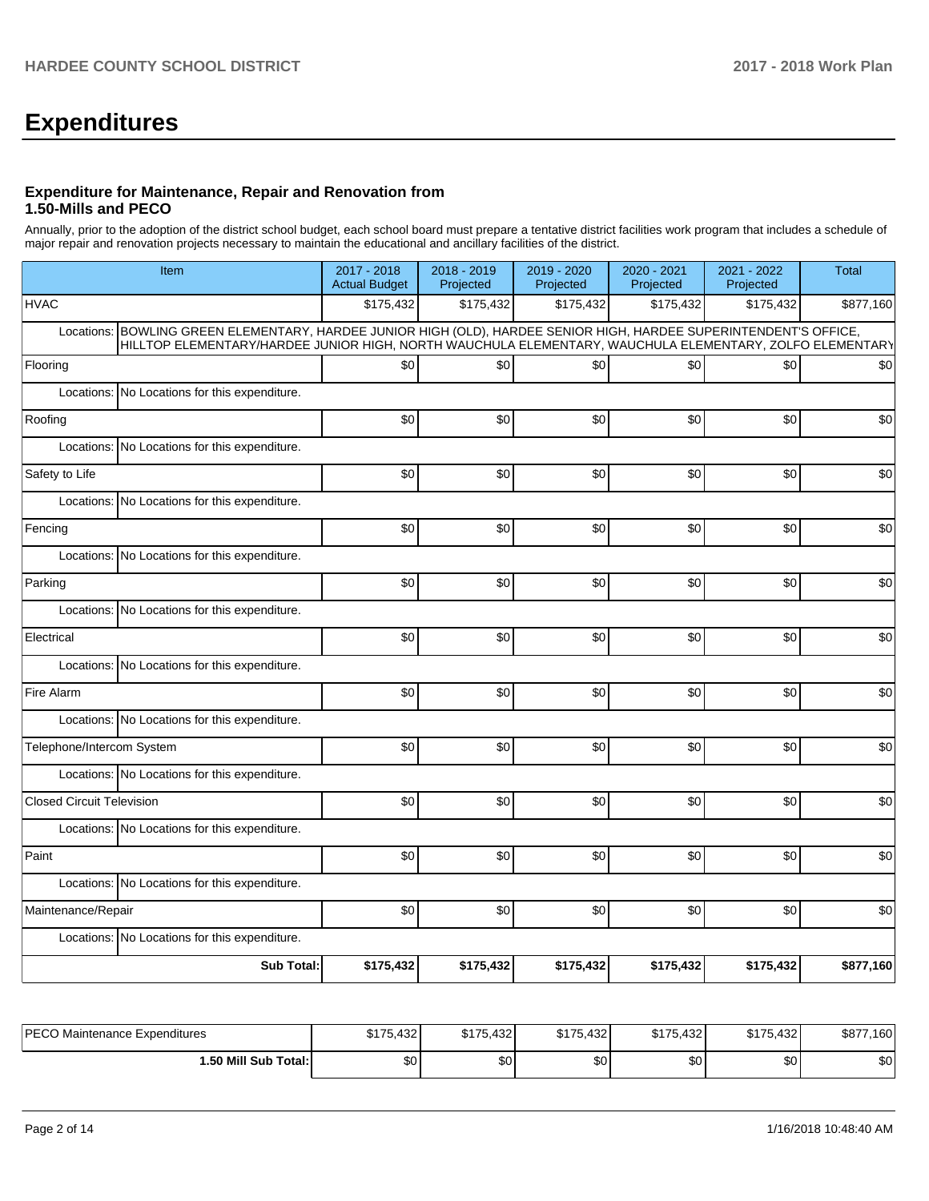# Expenditures

### Expenditure for Maintenance, Repair and Renovation from 1.50-Mills and PECO

Annually, prior to the adoption of the district school budget, each school board must prepare a tentative district facilities work program that includes a schedule of major repair and renovation projects necessary to maintain the educational and ancillary facilities of the district.

| Item | | 2017 - 2018 Actual Budget | 2018 - 2019 Projected | 2019 - 2020 Projected | 2020 - 2021 Projected | 2021 - 2022 Projected | Total |
|---|---|---|---|---|---|---|---|
| HVAC | | $175,432 | $175,432 | $175,432 | $175,432 | $175,432 | $877,160 |
| Locations: | BOWLING GREEN ELEMENTARY, HARDEE JUNIOR HIGH (OLD), HARDEE SENIOR HIGH, HARDEE SUPERINTENDENT'S OFFICE, HILLTOP ELEMENTARY/HARDEE JUNIOR HIGH, NORTH WAUCHULA ELEMENTARY, WAUCHULA ELEMENTARY, ZOLFO ELEMENTARY | | | | | | |
| Flooring | | $0 | $0 | $0 | $0 | $0 | $0 |
| Locations: | No Locations for this expenditure. | | | | | | |
| Roofing | | $0 | $0 | $0 | $0 | $0 | $0 |
| Locations: | No Locations for this expenditure. | | | | | | |
| Safety to Life | | $0 | $0 | $0 | $0 | $0 | $0 |
| Locations: | No Locations for this expenditure. | | | | | | |
| Fencing | | $0 | $0 | $0 | $0 | $0 | $0 |
| Locations: | No Locations for this expenditure. | | | | | | |
| Parking | | $0 | $0 | $0 | $0 | $0 | $0 |
| Locations: | No Locations for this expenditure. | | | | | | |
| Electrical | | $0 | $0 | $0 | $0 | $0 | $0 |
| Locations: | No Locations for this expenditure. | | | | | | |
| Fire Alarm | | $0 | $0 | $0 | $0 | $0 | $0 |
| Locations: | No Locations for this expenditure. | | | | | | |
| Telephone/Intercom System | | $0 | $0 | $0 | $0 | $0 | $0 |
| Locations: | No Locations for this expenditure. | | | | | | |
| Closed Circuit Television | | $0 | $0 | $0 | $0 | $0 | $0 |
| Locations: | No Locations for this expenditure. | | | | | | |
| Paint | | $0 | $0 | $0 | $0 | $0 | $0 |
| Locations: | No Locations for this expenditure. | | | | | | |
| Maintenance/Repair | | $0 | $0 | $0 | $0 | $0 | $0 |
| Locations: | No Locations for this expenditure. | | | | | | |
| | **Sub Total:** | **$175,432** | **$175,432** | **$175,432** | **$175,432** | **$175,432** | **$877,160** |

| | | | | | | |
|---|---|---|---|---|---|---|
| PECO Maintenance Expenditures | $175,432 | $175,432 | $175,432 | $175,432 | $175,432 | $877,160 |
| **1.50 Mill Sub Total:** | $0 | $0 | $0 | $0 | $0 | $0 |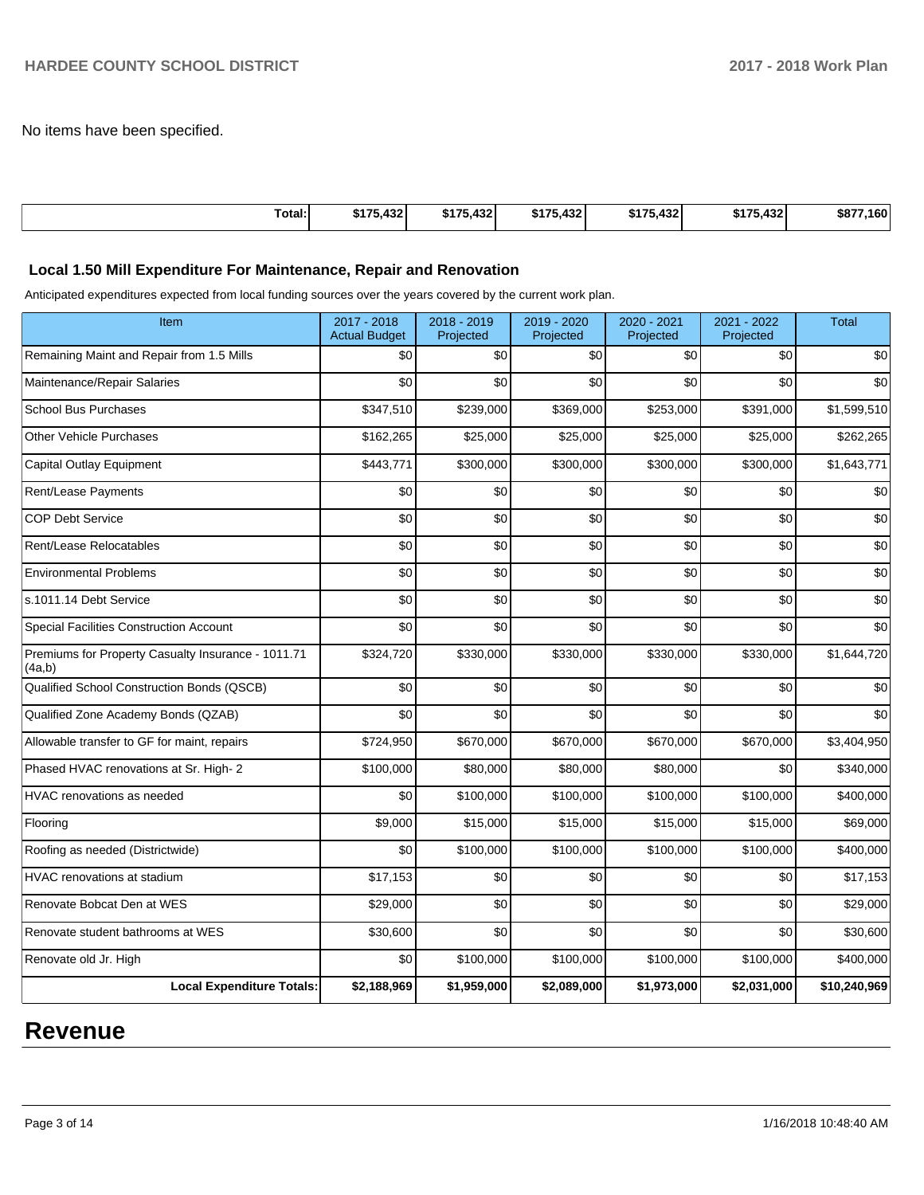No items have been specified.

| Total: | $175,432 | $175,432 | $175,432 | $175,432 | $175,432 | $877,160 |
|---|---|---|---|---|---|---|

### Local 1.50 Mill Expenditure For Maintenance, Repair and Renovation

Anticipated expenditures expected from local funding sources over the years covered by the current work plan.

| Item | 2017 - 2018 Actual Budget | 2018 - 2019 Projected | 2019 - 2020 Projected | 2020 - 2021 Projected | 2021 - 2022 Projected | Total |
|---|---|---|---|---|---|---|
| Remaining Maint and Repair from 1.5 Mills | $0 | $0 | $0 | $0 | $0 | $0 |
| Maintenance/Repair Salaries | $0 | $0 | $0 | $0 | $0 | $0 |
| School Bus Purchases | $347,510 | $239,000 | $369,000 | $253,000 | $391,000 | $1,599,510 |
| Other Vehicle Purchases | $162,265 | $25,000 | $25,000 | $25,000 | $25,000 | $262,265 |
| Capital Outlay Equipment | $443,771 | $300,000 | $300,000 | $300,000 | $300,000 | $1,643,771 |
| Rent/Lease Payments | $0 | $0 | $0 | $0 | $0 | $0 |
| COP Debt Service | $0 | $0 | $0 | $0 | $0 | $0 |
| Rent/Lease Relocatables | $0 | $0 | $0 | $0 | $0 | $0 |
| Environmental Problems | $0 | $0 | $0 | $0 | $0 | $0 |
| s.1011.14 Debt Service | $0 | $0 | $0 | $0 | $0 | $0 |
| Special Facilities Construction Account | $0 | $0 | $0 | $0 | $0 | $0 |
| Premiums for Property Casualty Insurance - 1011.71 (4a,b) | $324,720 | $330,000 | $330,000 | $330,000 | $330,000 | $1,644,720 |
| Qualified School Construction Bonds (QSCB) | $0 | $0 | $0 | $0 | $0 | $0 |
| Qualified Zone Academy Bonds (QZAB) | $0 | $0 | $0 | $0 | $0 | $0 |
| Allowable transfer to GF for maint, repairs | $724,950 | $670,000 | $670,000 | $670,000 | $670,000 | $3,404,950 |
| Phased HVAC renovations at Sr. High- 2 | $100,000 | $80,000 | $80,000 | $80,000 | $0 | $340,000 |
| HVAC renovations as needed | $0 | $100,000 | $100,000 | $100,000 | $100,000 | $400,000 |
| Flooring | $9,000 | $15,000 | $15,000 | $15,000 | $15,000 | $69,000 |
| Roofing as needed (Districtwide) | $0 | $100,000 | $100,000 | $100,000 | $100,000 | $400,000 |
| HVAC renovations at stadium | $17,153 | $0 | $0 | $0 | $0 | $17,153 |
| Renovate Bobcat Den at WES | $29,000 | $0 | $0 | $0 | $0 | $29,000 |
| Renovate student bathrooms at WES | $30,600 | $0 | $0 | $0 | $0 | $30,600 |
| Renovate old Jr. High | $0 | $100,000 | $100,000 | $100,000 | $100,000 | $400,000 |
| **Local Expenditure Totals:** | **$2,188,969** | **$1,959,000** | **$2,089,000** | **$1,973,000** | **$2,031,000** | **$10,240,969** |

# Revenue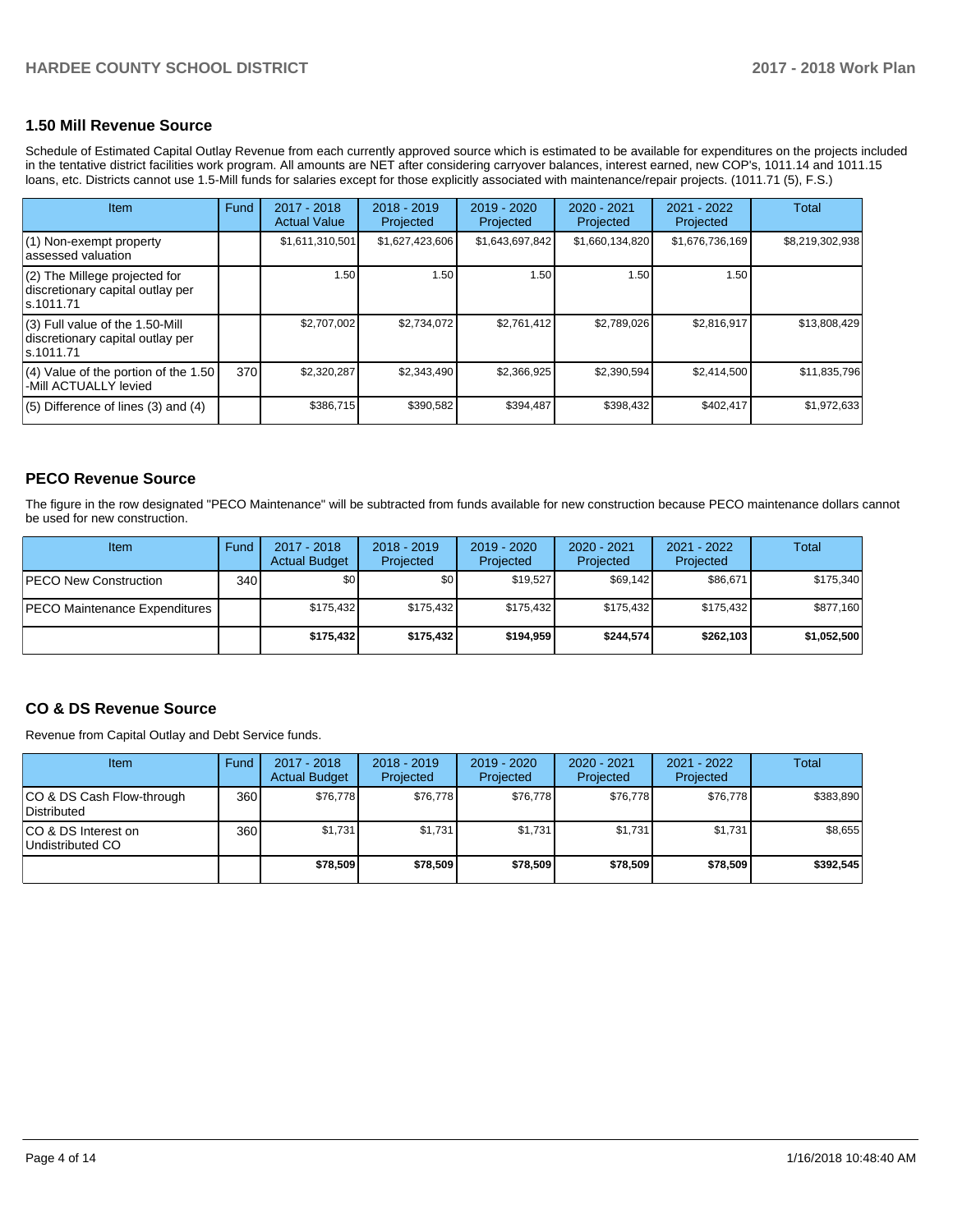## 1.50 Mill Revenue Source

Schedule of Estimated Capital Outlay Revenue from each currently approved source which is estimated to be available for expenditures on the projects included in the tentative district facilities work program. All amounts are NET after considering carryover balances, interest earned, new COP's, 1011.14 and 1011.15 loans, etc. Districts cannot use 1.5-Mill funds for salaries except for those explicitly associated with maintenance/repair projects. (1011.71 (5), F.S.)

| Item | Fund | 2017 - 2018 Actual Value | 2018 - 2019 Projected | 2019 - 2020 Projected | 2020 - 2021 Projected | 2021 - 2022 Projected | Total |
|---|---|---|---|---|---|---|---|
| (1) Non-exempt property assessed valuation | | $1,611,310,501 | $1,627,423,606 | $1,643,697,842 | $1,660,134,820 | $1,676,736,169 | $8,219,302,938 |
| (2) The Millege projected for discretionary capital outlay per s.1011.71 | | 1.50 | 1.50 | 1.50 | 1.50 | 1.50 | |
| (3) Full value of the 1.50-Mill discretionary capital outlay per s.1011.71 | | $2,707,002 | $2,734,072 | $2,761,412 | $2,789,026 | $2,816,917 | $13,808,429 |
| (4) Value of the portion of the 1.50 -Mill ACTUALLY levied | 370 | $2,320,287 | $2,343,490 | $2,366,925 | $2,390,594 | $2,414,500 | $11,835,796 |
| (5) Difference of lines (3) and (4) | | $386,715 | $390,582 | $394,487 | $398,432 | $402,417 | $1,972,633 |

## PECO Revenue Source

The figure in the row designated "PECO Maintenance" will be subtracted from funds available for new construction because PECO maintenance dollars cannot be used for new construction.

| Item | Fund | 2017 - 2018 Actual Budget | 2018 - 2019 Projected | 2019 - 2020 Projected | 2020 - 2021 Projected | 2021 - 2022 Projected | Total |
|---|---|---|---|---|---|---|---|
| PECO New Construction | 340 | $0 | $0 | $19,527 | $69,142 | $86,671 | $175,340 |
| PECO Maintenance Expenditures | | $175,432 | $175,432 | $175,432 | $175,432 | $175,432 | $877,160 |
| | | **$175,432** | **$175,432** | **$194,959** | **$244,574** | **$262,103** | **$1,052,500** |

## CO & DS Revenue Source

Revenue from Capital Outlay and Debt Service funds.

| Item | Fund | 2017 - 2018 Actual Budget | 2018 - 2019 Projected | 2019 - 2020 Projected | 2020 - 2021 Projected | 2021 - 2022 Projected | Total |
|---|---|---|---|---|---|---|---|
| CO & DS Cash Flow-through Distributed | 360 | $76,778 | $76,778 | $76,778 | $76,778 | $76,778 | $383,890 |
| CO & DS Interest on Undistributed CO | 360 | $1,731 | $1,731 | $1,731 | $1,731 | $1,731 | $8,655 |
| | | **$78,509** | **$78,509** | **$78,509** | **$78,509** | **$78,509** | **$392,545** |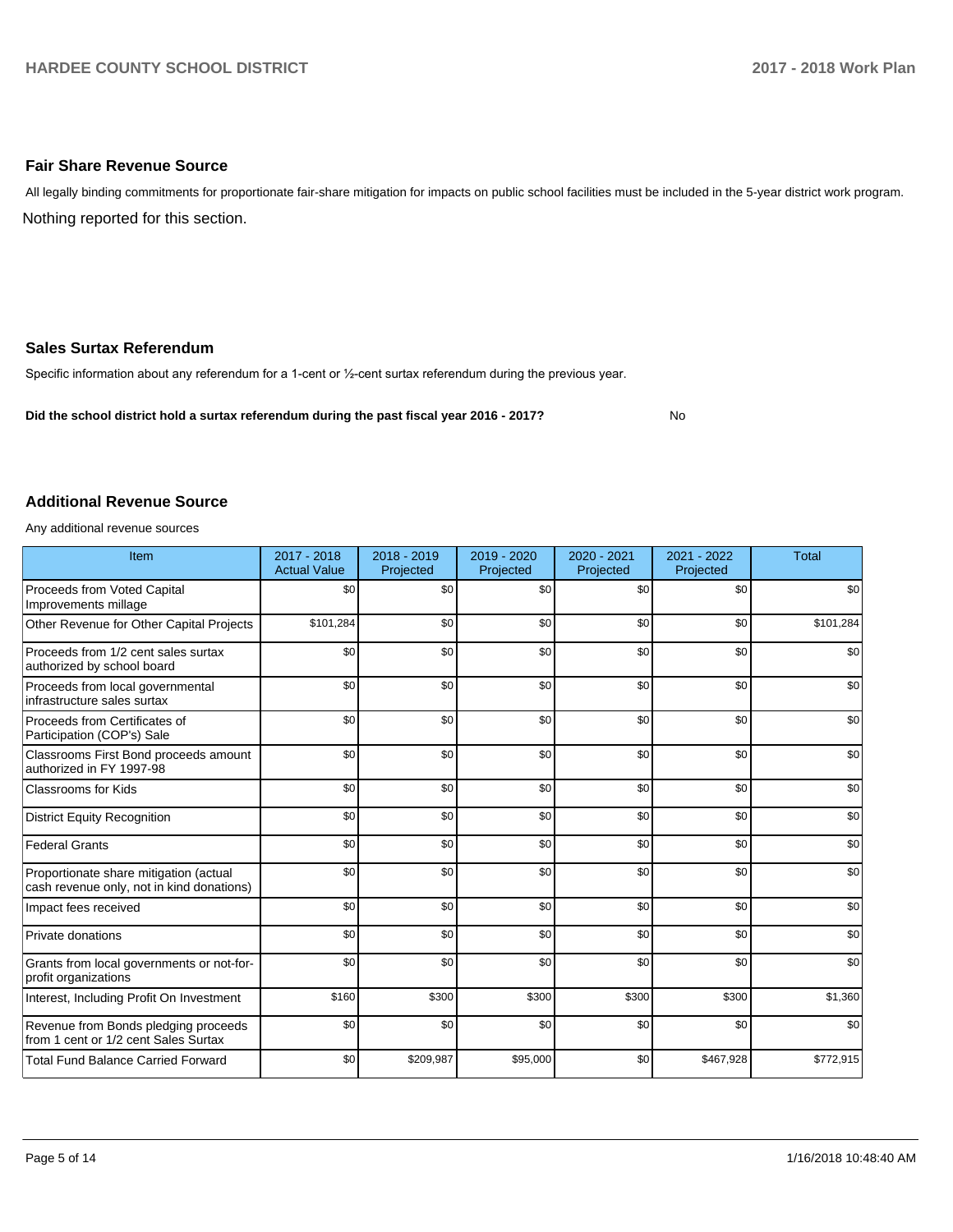## Fair Share Revenue Source

All legally binding commitments for proportionate fair-share mitigation for impacts on public school facilities must be included in the 5-year district work program.

Nothing reported for this section.

## Sales Surtax Referendum

Specific information about any referendum for a 1-cent or ½-cent surtax referendum during the previous year.

**Did the school district hold a surtax referendum during the past fiscal year 2016 - 2017?** No

## Additional Revenue Source

Any additional revenue sources

| Item | 2017 - 2018 Actual Value | 2018 - 2019 Projected | 2019 - 2020 Projected | 2020 - 2021 Projected | 2021 - 2022 Projected | Total |
|---|---|---|---|---|---|---|
| Proceeds from Voted Capital Improvements millage | $0 | $0 | $0 | $0 | $0 | $0 |
| Other Revenue for Other Capital Projects | $101,284 | $0 | $0 | $0 | $0 | $101,284 |
| Proceeds from 1/2 cent sales surtax authorized by school board | $0 | $0 | $0 | $0 | $0 | $0 |
| Proceeds from local governmental infrastructure sales surtax | $0 | $0 | $0 | $0 | $0 | $0 |
| Proceeds from Certificates of Participation (COP's) Sale | $0 | $0 | $0 | $0 | $0 | $0 |
| Classrooms First Bond proceeds amount authorized in FY 1997-98 | $0 | $0 | $0 | $0 | $0 | $0 |
| Classrooms for Kids | $0 | $0 | $0 | $0 | $0 | $0 |
| District Equity Recognition | $0 | $0 | $0 | $0 | $0 | $0 |
| Federal Grants | $0 | $0 | $0 | $0 | $0 | $0 |
| Proportionate share mitigation (actual cash revenue only, not in kind donations) | $0 | $0 | $0 | $0 | $0 | $0 |
| Impact fees received | $0 | $0 | $0 | $0 | $0 | $0 |
| Private donations | $0 | $0 | $0 | $0 | $0 | $0 |
| Grants from local governments or not-for-profit organizations | $0 | $0 | $0 | $0 | $0 | $0 |
| Interest, Including Profit On Investment | $160 | $300 | $300 | $300 | $300 | $1,360 |
| Revenue from Bonds pledging proceeds from 1 cent or 1/2 cent Sales Surtax | $0 | $0 | $0 | $0 | $0 | $0 |
| Total Fund Balance Carried Forward | $0 | $209,987 | $95,000 | $0 | $467,928 | $772,915 |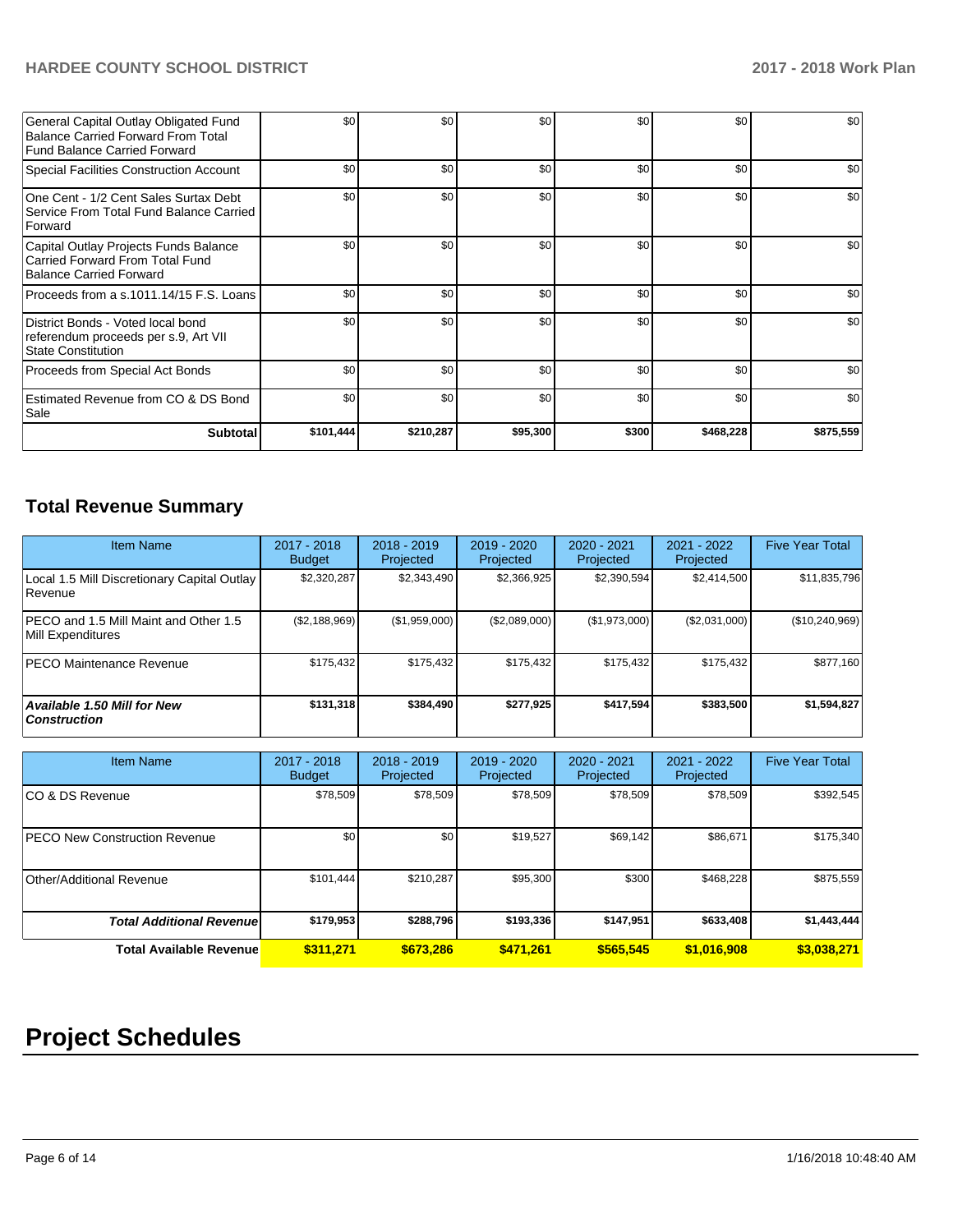| | | | | | | |
|---|---|---|---|---|---|---|
| General Capital Outlay Obligated Fund Balance Carried Forward From Total Fund Balance Carried Forward | $0 | $0 | $0 | $0 | $0 | $0 |
| Special Facilities Construction Account | $0 | $0 | $0 | $0 | $0 | $0 |
| One Cent - 1/2 Cent Sales Surtax Debt Service From Total Fund Balance Carried Forward | $0 | $0 | $0 | $0 | $0 | $0 |
| Capital Outlay Projects Funds Balance Carried Forward From Total Fund Balance Carried Forward | $0 | $0 | $0 | $0 | $0 | $0 |
| Proceeds from a s.1011.14/15 F.S. Loans | $0 | $0 | $0 | $0 | $0 | $0 |
| District Bonds - Voted local bond referendum proceeds per s.9, Art VII State Constitution | $0 | $0 | $0 | $0 | $0 | $0 |
| Proceeds from Special Act Bonds | $0 | $0 | $0 | $0 | $0 | $0 |
| Estimated Revenue from CO & DS Bond Sale | $0 | $0 | $0 | $0 | $0 | $0 |
| **Subtotal** | **$101,444** | **$210,287** | **$95,300** | **$300** | **$468,228** | **$875,559** |

## Total Revenue Summary

| Item Name | 2017 - 2018 Budget | 2018 - 2019 Projected | 2019 - 2020 Projected | 2020 - 2021 Projected | 2021 - 2022 Projected | Five Year Total |
|---|---|---|---|---|---|---|
| Local 1.5 Mill Discretionary Capital Outlay Revenue | $2,320,287 | $2,343,490 | $2,366,925 | $2,390,594 | $2,414,500 | $11,835,796 |
| PECO and 1.5 Mill Maint and Other 1.5 Mill Expenditures | ($2,188,969) | ($1,959,000) | ($2,089,000) | ($1,973,000) | ($2,031,000) | ($10,240,969) |
| PECO Maintenance Revenue | $175,432 | $175,432 | $175,432 | $175,432 | $175,432 | $877,160 |
| ***Available 1.50 Mill for New Construction*** | **$131,318** | **$384,490** | **$277,925** | **$417,594** | **$383,500** | **$1,594,827** |

| Item Name | 2017 - 2018 Budget | 2018 - 2019 Projected | 2019 - 2020 Projected | 2020 - 2021 Projected | 2021 - 2022 Projected | Five Year Total |
|---|---|---|---|---|---|---|
| CO & DS Revenue | $78,509 | $78,509 | $78,509 | $78,509 | $78,509 | $392,545 |
| PECO New Construction Revenue | $0 | $0 | $19,527 | $69,142 | $86,671 | $175,340 |
| Other/Additional Revenue | $101,444 | $210,287 | $95,300 | $300 | $468,228 | $875,559 |
| ***Total Additional Revenue*** | **$179,953** | **$288,796** | **$193,336** | **$147,951** | **$633,408** | **$1,443,444** |
| **Total Available Revenue** | **$311,271** | **$673,286** | **$471,261** | **$565,545** | **$1,016,908** | **$3,038,271** |

# Project Schedules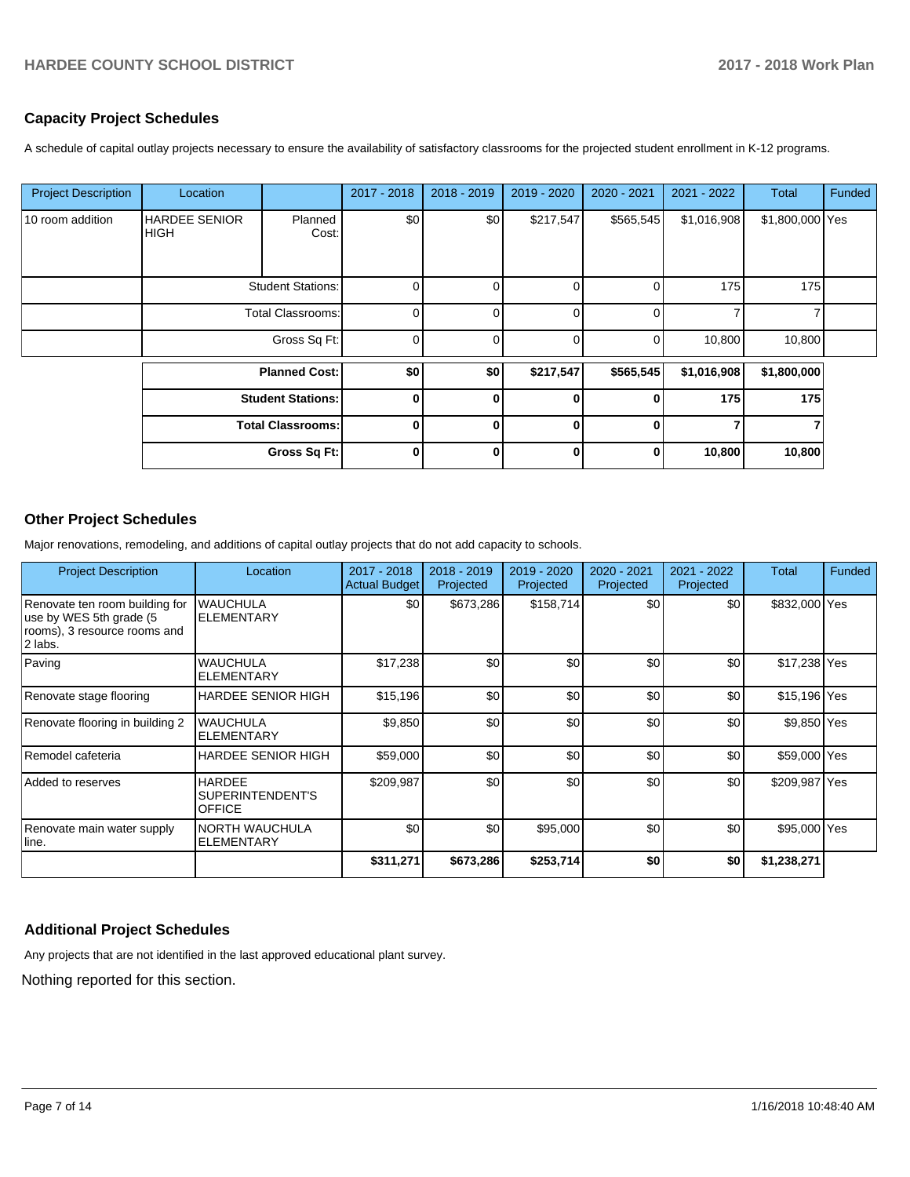## Capacity Project Schedules

A schedule of capital outlay projects necessary to ensure the availability of satisfactory classrooms for the projected student enrollment in K-12 programs.

| Project Description | Location | | 2017 - 2018 | 2018 - 2019 | 2019 - 2020 | 2020 - 2021 | 2021 - 2022 | Total | Funded |
|---|---|---|---|---|---|---|---|---|---|
| 10 room addition | HARDEE SENIOR HIGH | Planned Cost: | $0 | $0 | $217,547 | $565,545 | $1,016,908 | $1,800,000 | Yes |
| | | Student Stations: | 0 | 0 | 0 | 0 | 175 | 175 | |
| | | Total Classrooms: | 0 | 0 | 0 | 0 | 7 | 7 | |
| | | Gross Sq Ft: | 0 | 0 | 0 | 0 | 10,800 | 10,800 | |
| | | **Planned Cost:** | **$0** | **$0** | **$217,547** | **$565,545** | **$1,016,908** | **$1,800,000** | |
| | | **Student Stations:** | **0** | **0** | **0** | **0** | **175** | **175** | |
| | | **Total Classrooms:** | **0** | **0** | **0** | **0** | **7** | **7** | |
| | | **Gross Sq Ft:** | **0** | **0** | **0** | **0** | **10,800** | **10,800** | |

## Other Project Schedules

Major renovations, remodeling, and additions of capital outlay projects that do not add capacity to schools.

| Project Description | Location | 2017 - 2018 Actual Budget | 2018 - 2019 Projected | 2019 - 2020 Projected | 2020 - 2021 Projected | 2021 - 2022 Projected | Total | Funded |
|---|---|---|---|---|---|---|---|---|
| Renovate ten room building for use by WES 5th grade (5 rooms), 3 resource rooms and 2 labs. | WAUCHULA ELEMENTARY | $0 | $673,286 | $158,714 | $0 | $0 | $832,000 | Yes |
| Paving | WAUCHULA ELEMENTARY | $17,238 | $0 | $0 | $0 | $0 | $17,238 | Yes |
| Renovate stage flooring | HARDEE SENIOR HIGH | $15,196 | $0 | $0 | $0 | $0 | $15,196 | Yes |
| Renovate flooring in building 2 | WAUCHULA ELEMENTARY | $9,850 | $0 | $0 | $0 | $0 | $9,850 | Yes |
| Remodel cafeteria | HARDEE SENIOR HIGH | $59,000 | $0 | $0 | $0 | $0 | $59,000 | Yes |
| Added to reserves | HARDEE SUPERINTENDENT'S OFFICE | $209,987 | $0 | $0 | $0 | $0 | $209,987 | Yes |
| Renovate main water supply line. | NORTH WAUCHULA ELEMENTARY | $0 | $0 | $95,000 | $0 | $0 | $95,000 | Yes |
| | | **$311,271** | **$673,286** | **$253,714** | **$0** | **$0** | **$1,238,271** | |

## Additional Project Schedules

Any projects that are not identified in the last approved educational plant survey.

Nothing reported for this section.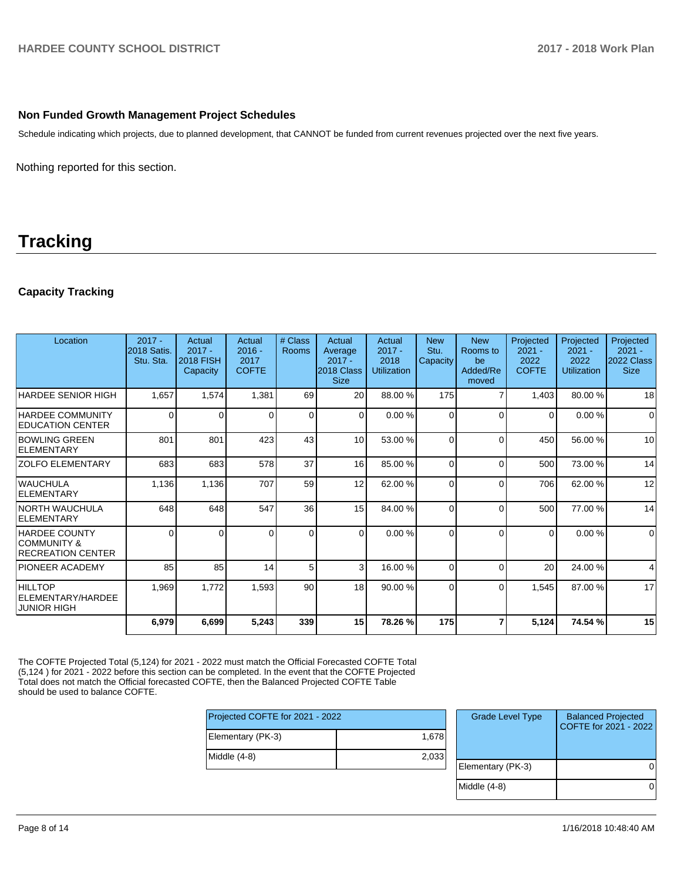### Non Funded Growth Management Project Schedules

Schedule indicating which projects, due to planned development, that CANNOT be funded from current revenues projected over the next five years.

Nothing reported for this section.

# Tracking

### Capacity Tracking

| Location | 2017 - 2018 Satis. Stu. Sta. | Actual 2017 - 2018 FISH Capacity | Actual 2016 - 2017 COFTE | # Class Rooms | Actual Average 2017 - 2018 Class Size | Actual 2017 - 2018 Utilization | New Stu. Capacity | New Rooms to be Added/Removed | Projected 2021 - 2022 COFTE | Projected 2021 - 2022 Utilization | Projected 2021 - 2022 Class Size |
|---|---|---|---|---|---|---|---|---|---|---|---|
| HARDEE SENIOR HIGH | 1,657 | 1,574 | 1,381 | 69 | 20 | 88.00 % | 175 | 7 | 1,403 | 80.00 % | 18 |
| HARDEE COMMUNITY EDUCATION CENTER | 0 | 0 | 0 | 0 | 0 | 0.00 % | 0 | 0 | 0 | 0.00 % | 0 |
| BOWLING GREEN ELEMENTARY | 801 | 801 | 423 | 43 | 10 | 53.00 % | 0 | 0 | 450 | 56.00 % | 10 |
| ZOLFO ELEMENTARY | 683 | 683 | 578 | 37 | 16 | 85.00 % | 0 | 0 | 500 | 73.00 % | 14 |
| WAUCHULA ELEMENTARY | 1,136 | 1,136 | 707 | 59 | 12 | 62.00 % | 0 | 0 | 706 | 62.00 % | 12 |
| NORTH WAUCHULA ELEMENTARY | 648 | 648 | 547 | 36 | 15 | 84.00 % | 0 | 0 | 500 | 77.00 % | 14 |
| HARDEE COUNTY COMMUNITY & RECREATION CENTER | 0 | 0 | 0 | 0 | 0 | 0.00 % | 0 | 0 | 0 | 0.00 % | 0 |
| PIONEER ACADEMY | 85 | 85 | 14 | 5 | 3 | 16.00 % | 0 | 0 | 20 | 24.00 % | 4 |
| HILLTOP ELEMENTARY/HARDEE JUNIOR HIGH | 1,969 | 1,772 | 1,593 | 90 | 18 | 90.00 % | 0 | 0 | 1,545 | 87.00 % | 17 |
| | **6,979** | **6,699** | **5,243** | **339** | **15** | **78.26 %** | **175** | **7** | **5,124** | **74.54 %** | **15** |

The COFTE Projected Total (5,124) for 2021 - 2022 must match the Official Forecasted COFTE Total (5,124 ) for 2021 - 2022 before this section can be completed. In the event that the COFTE Projected Total does not match the Official forecasted COFTE, then the Balanced Projected COFTE Table should be used to balance COFTE.

| Projected COFTE for 2021 - 2022 | |
|---|---|
| Elementary (PK-3) | 1,678 |
| Middle (4-8) | 2,033 |

| Grade Level Type | Balanced Projected COFTE for 2021 - 2022 |
|---|---|
| Elementary (PK-3) | 0 |
| Middle (4-8) | 0 |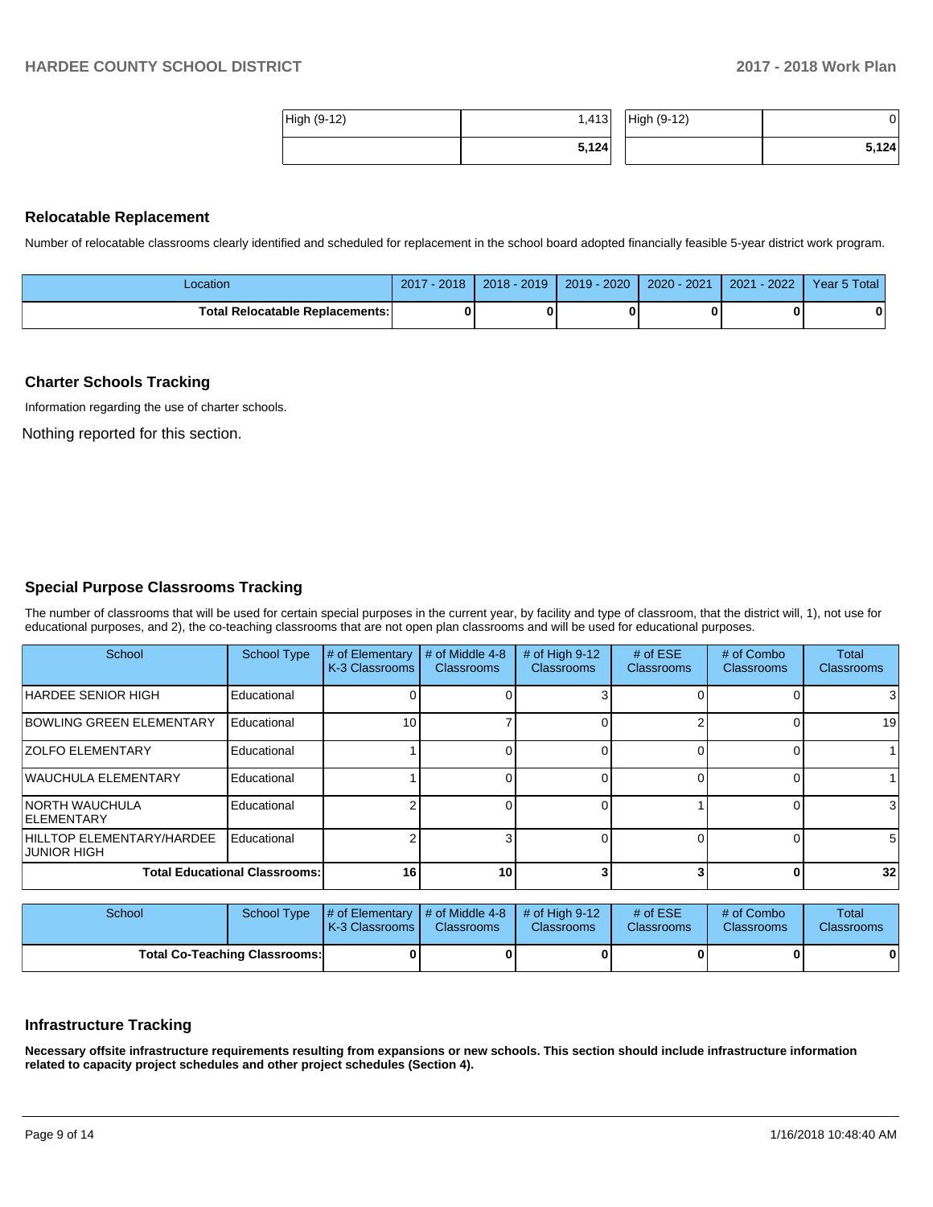| High (9-12) | 1,413 | High (9-12) | 0 |
|---|---|---|---|
| | **5,124** | | **5,124** |

### Relocatable Replacement

Number of relocatable classrooms clearly identified and scheduled for replacement in the school board adopted financially feasible 5-year district work program.

| Location | 2017 - 2018 | 2018 - 2019 | 2019 - 2020 | 2020 - 2021 | 2021 - 2022 | Year 5 Total |
|---|---|---|---|---|---|---|
| **Total Relocatable Replacements:** | **0** | **0** | **0** | **0** | **0** | **0** |

### Charter Schools Tracking

Information regarding the use of charter schools.

Nothing reported for this section.

### Special Purpose Classrooms Tracking

The number of classrooms that will be used for certain special purposes in the current year, by facility and type of classroom, that the district will, 1), not use for educational purposes, and 2), the co-teaching classrooms that are not open plan classrooms and will be used for educational purposes.

| School | School Type | # of Elementary K-3 Classrooms | # of Middle 4-8 Classrooms | # of High 9-12 Classrooms | # of ESE Classrooms | # of Combo Classrooms | Total Classrooms |
|---|---|---|---|---|---|---|---|
| HARDEE SENIOR HIGH | Educational | 0 | 0 | 3 | 0 | 0 | 3 |
| BOWLING GREEN ELEMENTARY | Educational | 10 | 7 | 0 | 2 | 0 | 19 |
| ZOLFO ELEMENTARY | Educational | 1 | 0 | 0 | 0 | 0 | 1 |
| WAUCHULA ELEMENTARY | Educational | 1 | 0 | 0 | 0 | 0 | 1 |
| NORTH WAUCHULA ELEMENTARY | Educational | 2 | 0 | 0 | 1 | 0 | 3 |
| HILLTOP ELEMENTARY/HARDEE JUNIOR HIGH | Educational | 2 | 3 | 0 | 0 | 0 | 5 |
| **Total Educational Classrooms:** | | **16** | **10** | **3** | **3** | **0** | **32** |

| School | School Type | # of Elementary K-3 Classrooms | # of Middle 4-8 Classrooms | # of High 9-12 Classrooms | # of ESE Classrooms | # of Combo Classrooms | Total Classrooms |
|---|---|---|---|---|---|---|---|
| **Total Co-Teaching Classrooms:** | | **0** | **0** | **0** | **0** | **0** | **0** |

### Infrastructure Tracking

**Necessary offsite infrastructure requirements resulting from expansions or new schools. This section should include infrastructure information related to capacity project schedules and other project schedules (Section 4).**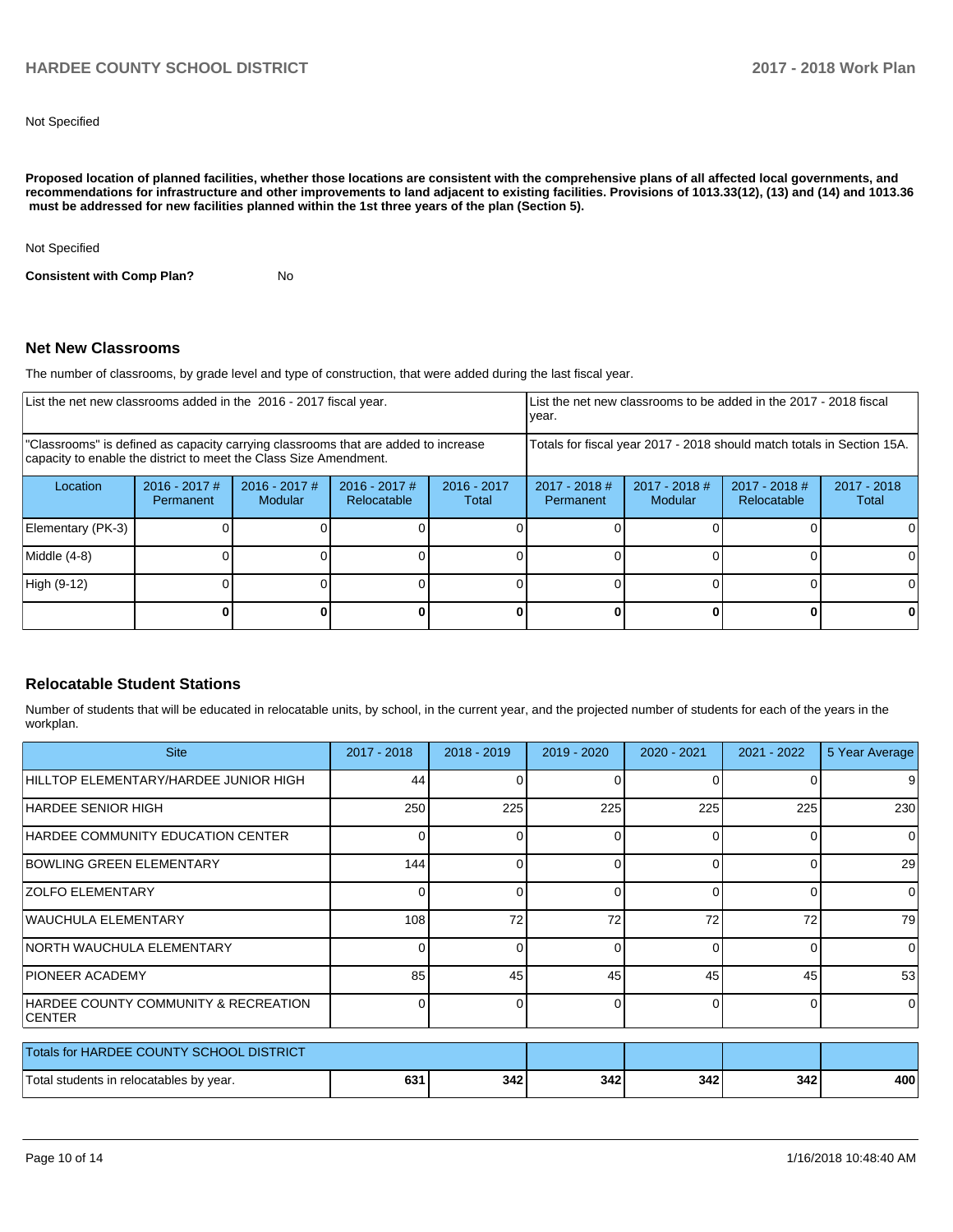Not Specified

**Proposed location of planned facilities, whether those locations are consistent with the comprehensive plans of all affected local governments, and recommendations for infrastructure and other improvements to land adjacent to existing facilities. Provisions of 1013.33(12), (13) and (14) and 1013.36 must be addressed for new facilities planned within the 1st three years of the plan (Section 5).**

Not Specified

**Consistent with Comp Plan?** No

## Net New Classrooms

The number of classrooms, by grade level and type of construction, that were added during the last fiscal year.

| List the net new classrooms added in the 2016 - 2017 fiscal year. | | | | | List the net new classrooms to be added in the 2017 - 2018 fiscal year. | | | |
|---|---|---|---|---|---|---|---|---|
| "Classrooms" is defined as capacity carrying classrooms that are added to increase capacity to enable the district to meet the Class Size Amendment. | | | | | Totals for fiscal year 2017 - 2018 should match totals in Section 15A. | | | |
| Location | 2016 - 2017 # Permanent | 2016 - 2017 # Modular | 2016 - 2017 # Relocatable | 2016 - 2017 Total | 2017 - 2018 # Permanent | 2017 - 2018 # Modular | 2017 - 2018 # Relocatable | 2017 - 2018 Total |
| Elementary (PK-3) | 0 | 0 | 0 | 0 | 0 | 0 | 0 | 0 |
| Middle (4-8) | 0 | 0 | 0 | 0 | 0 | 0 | 0 | 0 |
| High (9-12) | 0 | 0 | 0 | 0 | 0 | 0 | 0 | 0 |
| | **0** | **0** | **0** | **0** | **0** | **0** | **0** | **0** |

## Relocatable Student Stations

Number of students that will be educated in relocatable units, by school, in the current year, and the projected number of students for each of the years in the workplan.

| Site | 2017 - 2018 | 2018 - 2019 | 2019 - 2020 | 2020 - 2021 | 2021 - 2022 | 5 Year Average |
|---|---|---|---|---|---|---|
| HILLTOP ELEMENTARY/HARDEE JUNIOR HIGH | 44 | 0 | 0 | 0 | 0 | 9 |
| HARDEE SENIOR HIGH | 250 | 225 | 225 | 225 | 225 | 230 |
| HARDEE COMMUNITY EDUCATION CENTER | 0 | 0 | 0 | 0 | 0 | 0 |
| BOWLING GREEN ELEMENTARY | 144 | 0 | 0 | 0 | 0 | 29 |
| ZOLFO ELEMENTARY | 0 | 0 | 0 | 0 | 0 | 0 |
| WAUCHULA ELEMENTARY | 108 | 72 | 72 | 72 | 72 | 79 |
| NORTH WAUCHULA ELEMENTARY | 0 | 0 | 0 | 0 | 0 | 0 |
| PIONEER ACADEMY | 85 | 45 | 45 | 45 | 45 | 53 |
| HARDEE COUNTY COMMUNITY & RECREATION CENTER | 0 | 0 | 0 | 0 | 0 | 0 |
| Totals for HARDEE COUNTY SCHOOL DISTRICT | | | | | | |
| Total students in relocatables by year. | **631** | **342** | **342** | **342** | **342** | **400** |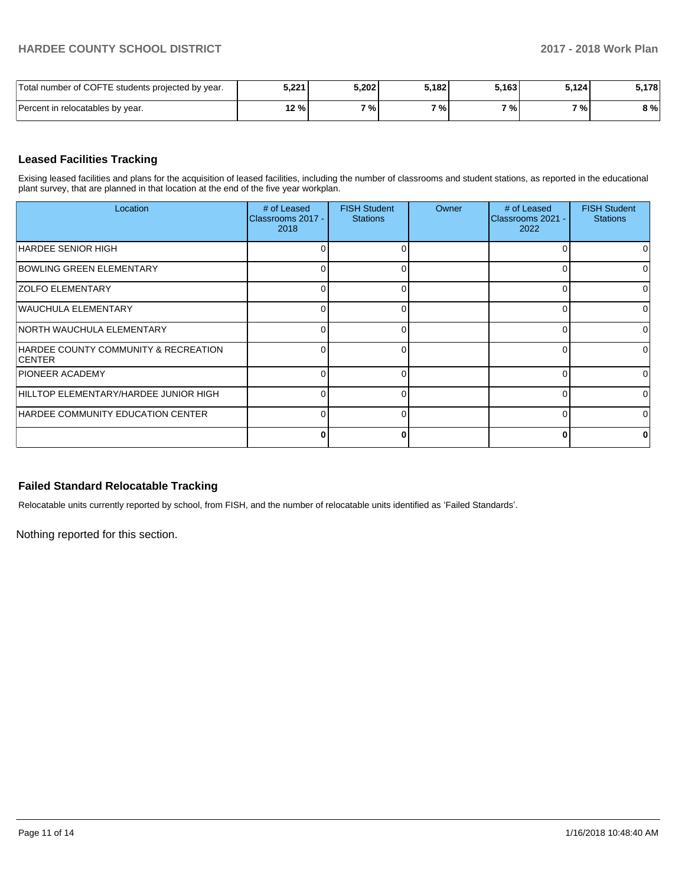| Total number of COFTE students projected by year. | 5,221 | 5,202 | 5,182 | 5,163 | 5,124 | 5,178 |
|---|---|---|---|---|---|---|
| Percent in relocatables by year. | 12 % | 7 % | 7 % | 7 % | 7 % | 8 % |

## Leased Facilities Tracking

Exising leased facilities and plans for the acquisition of leased facilities, including the number of classrooms and student stations, as reported in the educational plant survey, that are planned in that location at the end of the five year workplan.

| Location | # of Leased Classrooms 2017 - 2018 | FISH Student Stations | Owner | # of Leased Classrooms 2021 - 2022 | FISH Student Stations |
|---|---|---|---|---|---|
| HARDEE SENIOR HIGH | 0 | 0 | | 0 | 0 |
| BOWLING GREEN ELEMENTARY | 0 | 0 | | 0 | 0 |
| ZOLFO ELEMENTARY | 0 | 0 | | 0 | 0 |
| WAUCHULA ELEMENTARY | 0 | 0 | | 0 | 0 |
| NORTH WAUCHULA ELEMENTARY | 0 | 0 | | 0 | 0 |
| HARDEE COUNTY COMMUNITY & RECREATION CENTER | 0 | 0 | | 0 | 0 |
| PIONEER ACADEMY | 0 | 0 | | 0 | 0 |
| HILLTOP ELEMENTARY/HARDEE JUNIOR HIGH | 0 | 0 | | 0 | 0 |
| HARDEE COMMUNITY EDUCATION CENTER | 0 | 0 | | 0 | 0 |
| | **0** | **0** | | **0** | **0** |

## Failed Standard Relocatable Tracking

Relocatable units currently reported by school, from FISH, and the number of relocatable units identified as 'Failed Standards'.

Nothing reported for this section.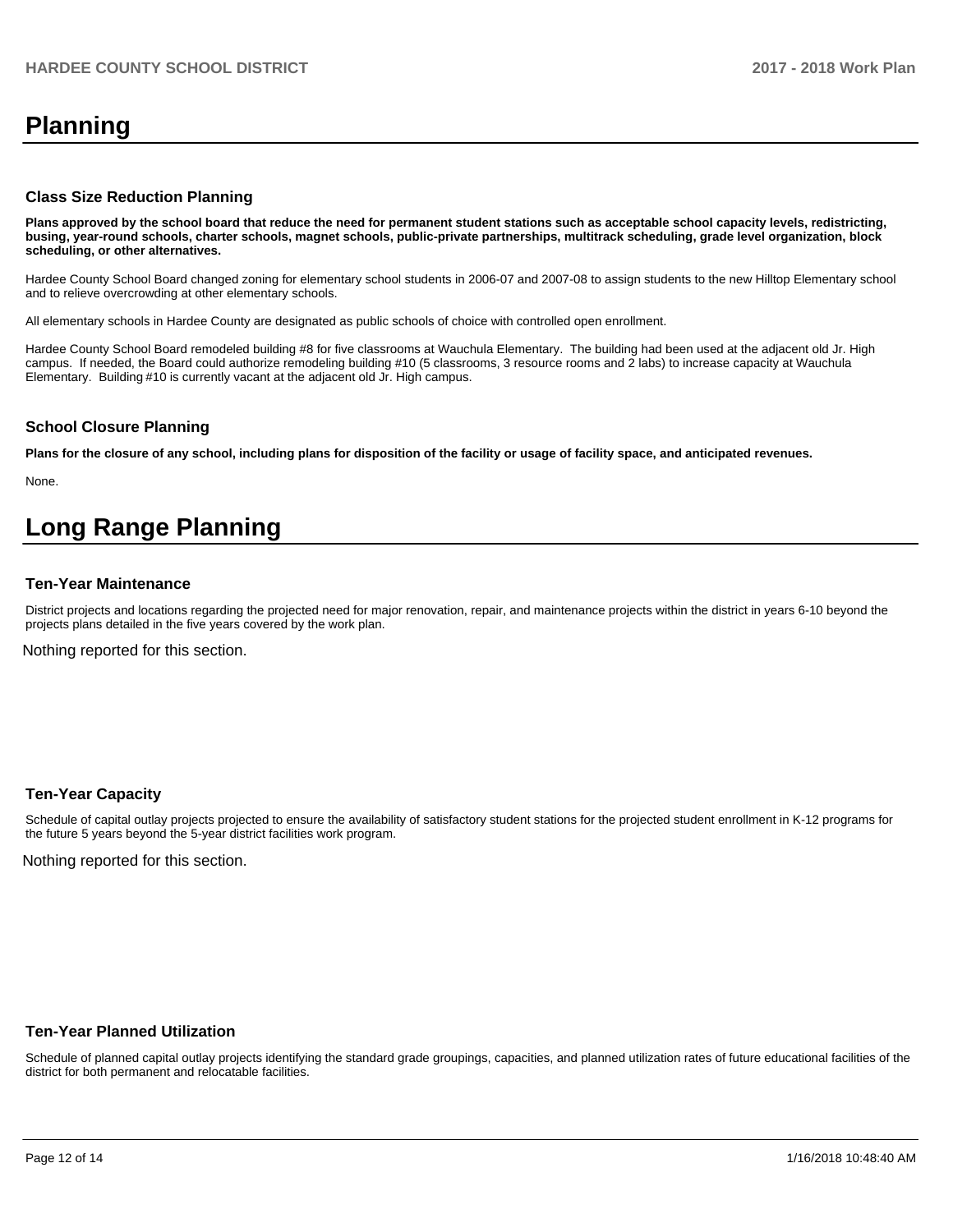# Planning

### Class Size Reduction Planning

**Plans approved by the school board that reduce the need for permanent student stations such as acceptable school capacity levels, redistricting, busing, year-round schools, charter schools, magnet schools, public-private partnerships, multitrack scheduling, grade level organization, block scheduling, or other alternatives.**

Hardee County School Board changed zoning for elementary school students in 2006-07 and 2007-08 to assign students to the new Hilltop Elementary school and to relieve overcrowding at other elementary schools.

All elementary schools in Hardee County are designated as public schools of choice with controlled open enrollment.

Hardee County School Board remodeled building #8 for five classrooms at Wauchula Elementary. The building had been used at the adjacent old Jr. High campus. If needed, the Board could authorize remodeling building #10 (5 classrooms, 3 resource rooms and 2 labs) to increase capacity at Wauchula Elementary. Building #10 is currently vacant at the adjacent old Jr. High campus.

### School Closure Planning

**Plans for the closure of any school, including plans for disposition of the facility or usage of facility space, and anticipated revenues.**

None.

# Long Range Planning

### Ten-Year Maintenance

District projects and locations regarding the projected need for major renovation, repair, and maintenance projects within the district in years 6-10 beyond the projects plans detailed in the five years covered by the work plan.

Nothing reported for this section.

### Ten-Year Capacity

Schedule of capital outlay projects projected to ensure the availability of satisfactory student stations for the projected student enrollment in K-12 programs for the future 5 years beyond the 5-year district facilities work program.

Nothing reported for this section.

### Ten-Year Planned Utilization

Schedule of planned capital outlay projects identifying the standard grade groupings, capacities, and planned utilization rates of future educational facilities of the district for both permanent and relocatable facilities.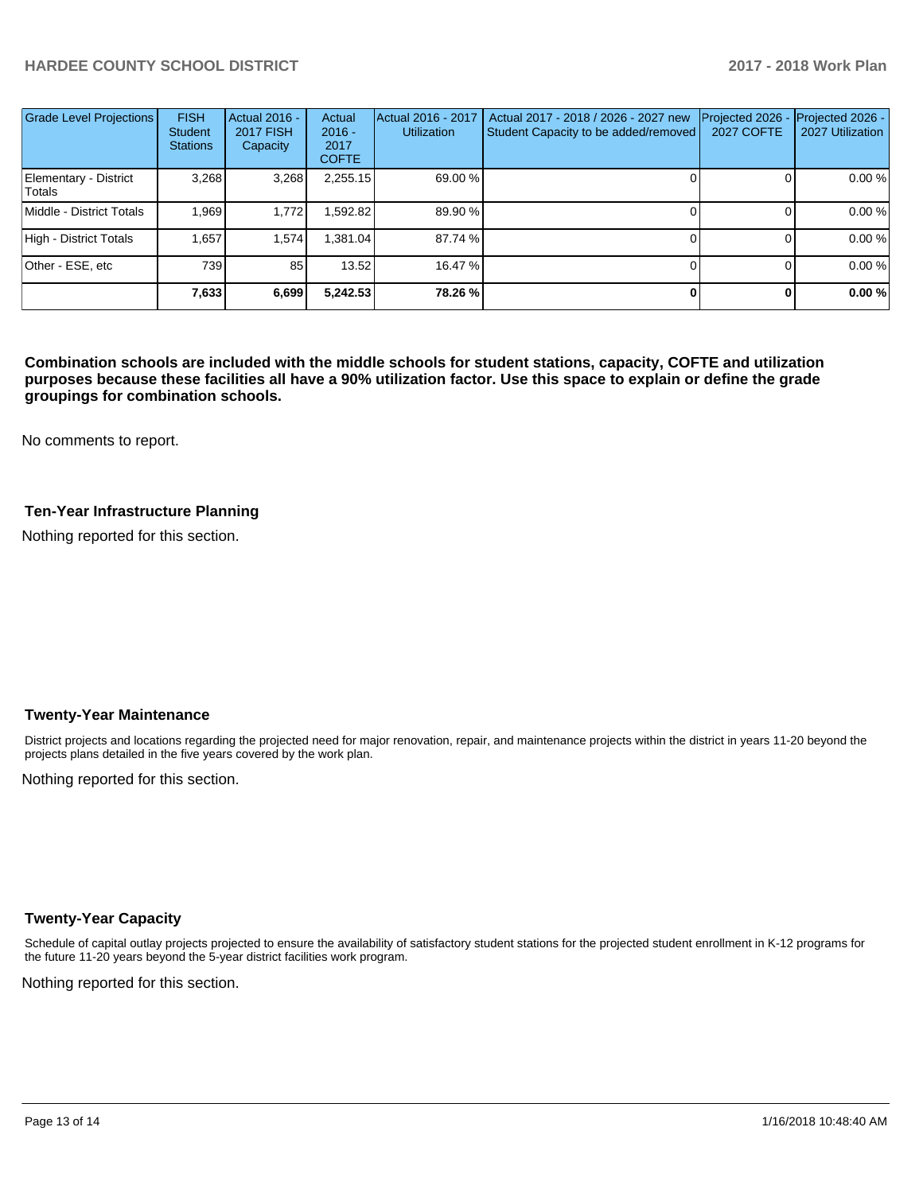| Grade Level Projections | FISH Student Stations | Actual 2016 - 2017 FISH Capacity | Actual 2016 - 2017 COFTE | Actual 2016 - 2017 Utilization | Actual 2017 - 2018 / 2026 - 2027 new Student Capacity to be added/removed | Projected 2026 - 2027 COFTE | Projected 2026 - 2027 Utilization |
|---|---|---|---|---|---|---|---|
| Elementary - District Totals | 3,268 | 3,268 | 2,255.15 | 69.00 % | 0 | 0 | 0.00 % |
| Middle - District Totals | 1,969 | 1,772 | 1,592.82 | 89.90 % | 0 | 0 | 0.00 % |
| High - District Totals | 1,657 | 1,574 | 1,381.04 | 87.74 % | 0 | 0 | 0.00 % |
| Other - ESE, etc | 739 | 85 | 13.52 | 16.47 % | 0 | 0 | 0.00 % |
| | **7,633** | **6,699** | **5,242.53** | **78.26 %** | **0** | **0** | **0.00 %** |

**Combination schools are included with the middle schools for student stations, capacity, COFTE and utilization purposes because these facilities all have a 90% utilization factor. Use this space to explain or define the grade groupings for combination schools.**

No comments to report.

### Ten-Year Infrastructure Planning

Nothing reported for this section.

### Twenty-Year Maintenance

District projects and locations regarding the projected need for major renovation, repair, and maintenance projects within the district in years 11-20 beyond the projects plans detailed in the five years covered by the work plan.

Nothing reported for this section.

### Twenty-Year Capacity

Schedule of capital outlay projects projected to ensure the availability of satisfactory student stations for the projected student enrollment in K-12 programs for the future 11-20 years beyond the 5-year district facilities work program.

Nothing reported for this section.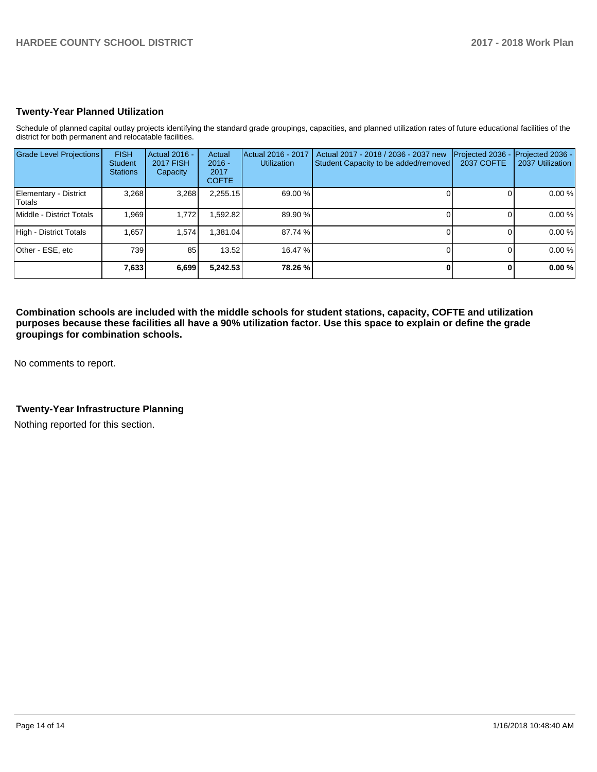### Twenty-Year Planned Utilization

Schedule of planned capital outlay projects identifying the standard grade groupings, capacities, and planned utilization rates of future educational facilities of the district for both permanent and relocatable facilities.

| Grade Level Projections | FISH Student Stations | Actual 2016 - 2017 FISH Capacity | Actual 2016 - 2017 COFTE | Actual 2016 - 2017 Utilization | Actual 2017 - 2018 / 2036 - 2037 new Student Capacity to be added/removed | Projected 2036 - 2037 COFTE | Projected 2036 - 2037 Utilization |
|---|---|---|---|---|---|---|---|
| Elementary - District Totals | 3,268 | 3,268 | 2,255.15 | 69.00 % | 0 | 0 | 0.00 % |
| Middle - District Totals | 1,969 | 1,772 | 1,592.82 | 89.90 % | 0 | 0 | 0.00 % |
| High - District Totals | 1,657 | 1,574 | 1,381.04 | 87.74 % | 0 | 0 | 0.00 % |
| Other - ESE, etc | 739 | 85 | 13.52 | 16.47 % | 0 | 0 | 0.00 % |
| | **7,633** | **6,699** | **5,242.53** | **78.26 %** | **0** | **0** | **0.00 %** |

**Combination schools are included with the middle schools for student stations, capacity, COFTE and utilization purposes because these facilities all have a 90% utilization factor. Use this space to explain or define the grade groupings for combination schools.**

No comments to report.

### Twenty-Year Infrastructure Planning

Nothing reported for this section.